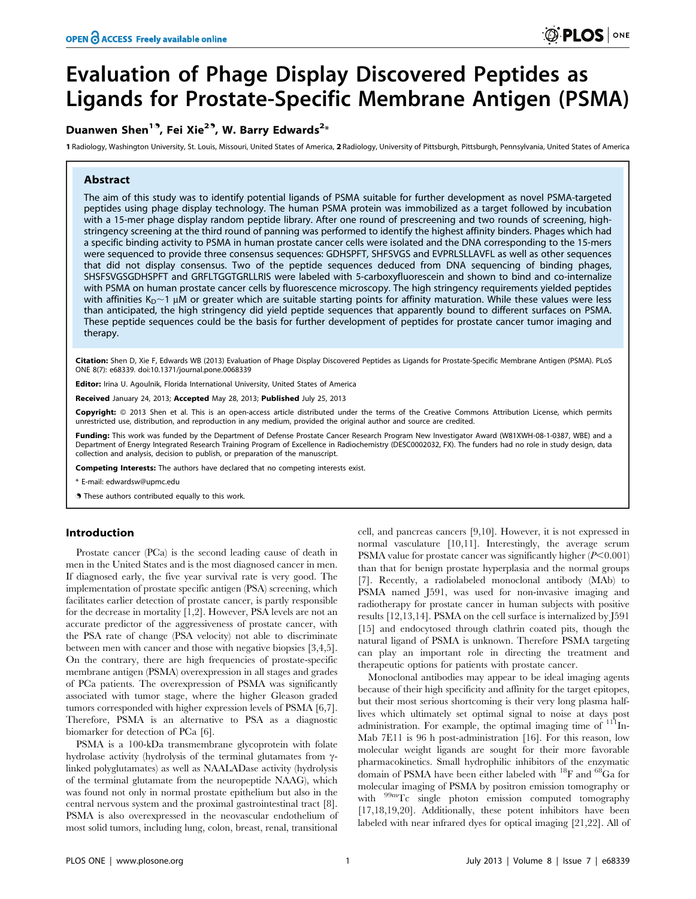# Evaluation of Phage Display Discovered Peptides as Ligands for Prostate-Specific Membrane Antigen (PSMA)

**Duanwen Shen[1,9], Fei Xie[2,9], W. Barry Edwards[2]***

**1** Radiology, Washington University, St. Louis, Missouri, United States of America, **2** Radiology, University of Pittsburgh, Pittsburgh, Pennsylvania, United States of America

## Abstract

The aim of this study was to identify potential ligands of PSMA suitable for further development as novel PSMA-targeted peptides using phage display technology. The human PSMA protein was immobilized as a target followed by incubation with a 15-mer phage display random peptide library. After one round of prescreening and two rounds of screening, high-stringency screening at the third round of panning was performed to identify the highest affinity binders. Phages which had a specific binding activity to PSMA in human prostate cancer cells were isolated and the DNA corresponding to the 15-mers were sequenced to provide three consensus sequences: GDHSPFT, SHFSVGS and EVPRLSLLAVFL as well as other sequences that did not display consensus. Two of the peptide sequences deduced from DNA sequencing of binding phages, SHSFSVGSGDHSPFT and GRFLTGGTGRLLRIS were labeled with 5-carboxyfluorescein and shown to bind and co-internalize with PSMA on human prostate cancer cells by fluorescence microscopy. The high stringency requirements yielded peptides with affinities $K_D \sim 1$ μM or greater which are suitable starting points for affinity maturation. While these values were less than anticipated, the high stringency did yield peptide sequences that apparently bound to different surfaces on PSMA. These peptide sequences could be the basis for further development of peptides for prostate cancer tumor imaging and therapy.

**Citation:** Shen D, Xie F, Edwards WB (2013) Evaluation of Phage Display Discovered Peptides as Ligands for Prostate-Specific Membrane Antigen (PSMA). PLoS ONE 8(7): e68339. doi:10.1371/journal.pone.0068339

**Editor:** Irina U. Agoulnik, Florida International University, United States of America

**Received** January 24, 2013; **Accepted** May 28, 2013; **Published** July 25, 2013

**Copyright:** © 2013 Shen et al. This is an open-access article distributed under the terms of the Creative Commons Attribution License, which permits unrestricted use, distribution, and reproduction in any medium, provided the original author and source are credited.

**Funding:** This work was funded by the Department of Defense Prostate Cancer Research Program New Investigator Award (W81XWH-08-1-0387, WBE) and a Department of Energy Integrated Research Training Program of Excellence in Radiochemistry (DESC0002032, FX). The funders had no role in study design, data collection and analysis, decision to publish, or preparation of the manuscript.

**Competing Interests:** The authors have declared that no competing interests exist.

* E-mail: edwardsw@upmc.edu

9 These authors contributed equally to this work.

## Introduction

Prostate cancer (PCa) is the second leading cause of death in men in the United States and is the most diagnosed cancer in men. If diagnosed early, the five year survival rate is very good. The implementation of prostate specific antigen (PSA) screening, which facilitates earlier detection of prostate cancer, is partly responsible for the decrease in mortality [1,2]. However, PSA levels are not an accurate predictor of the aggressiveness of prostate cancer, with the PSA rate of change (PSA velocity) not able to discriminate between men with cancer and those with negative biopsies [3,4,5]. On the contrary, there are high frequencies of prostate-specific membrane antigen (PSMA) overexpression in all stages and grades of PCa patients. The overexpression of PSMA was significantly associated with tumor stage, where the higher Gleason graded tumors corresponded with higher expression levels of PSMA [6,7]. Therefore, PSMA is an alternative to PSA as a diagnostic biomarker for detection of PCa [6].

PSMA is a 100-kDa transmembrane glycoprotein with folate hydrolase activity (hydrolysis of the terminal glutamates from γ-linked polyglutamates) as well as NAALADase activity (hydrolysis of the terminal glutamate from the neuropeptide NAAG), which was found not only in normal prostate epithelium but also in the central nervous system and the proximal gastrointestinal tract [8]. PSMA is also overexpressed in the neovascular endothelium of most solid tumors, including lung, colon, breast, renal, transitional cell, and pancreas cancers [9,10]. However, it is not expressed in normal vasculature [10,11]. Interestingly, the average serum PSMA value for prostate cancer was significantly higher ($P<0.001$) than that for benign prostate hyperplasia and the normal groups [7]. Recently, a radiolabeled monoclonal antibody (MAb) to PSMA named J591, was used for non-invasive imaging and radiotherapy for prostate cancer in human subjects with positive results [12,13,14]. PSMA on the cell surface is internalized by J591 [15] and endocytosed through clathrin coated pits, though the natural ligand of PSMA is unknown. Therefore PSMA targeting can play an important role in directing the treatment and therapeutic options for patients with prostate cancer.

Monoclonal antibodies may appear to be ideal imaging agents because of their high specificity and affinity for the target epitopes, but their most serious shortcoming is their very long plasma half-lives which ultimately set optimal signal to noise at days post administration. For example, the optimal imaging time of $^{111}$In-Mab 7E11 is 96 h post-administration [16]. For this reason, low molecular weight ligands are sought for their more favorable pharmacokinetics. Small hydrophilic inhibitors of the enzymatic domain of PSMA have been either labeled with $^{18}$F and $^{68}$Ga for molecular imaging of PSMA by positron emission tomography or with $^{99m}$Tc single photon emission computed tomography [17,18,19,20]. Additionally, these potent inhibitors have been labeled with near infrared dyes for optical imaging [21,22]. All of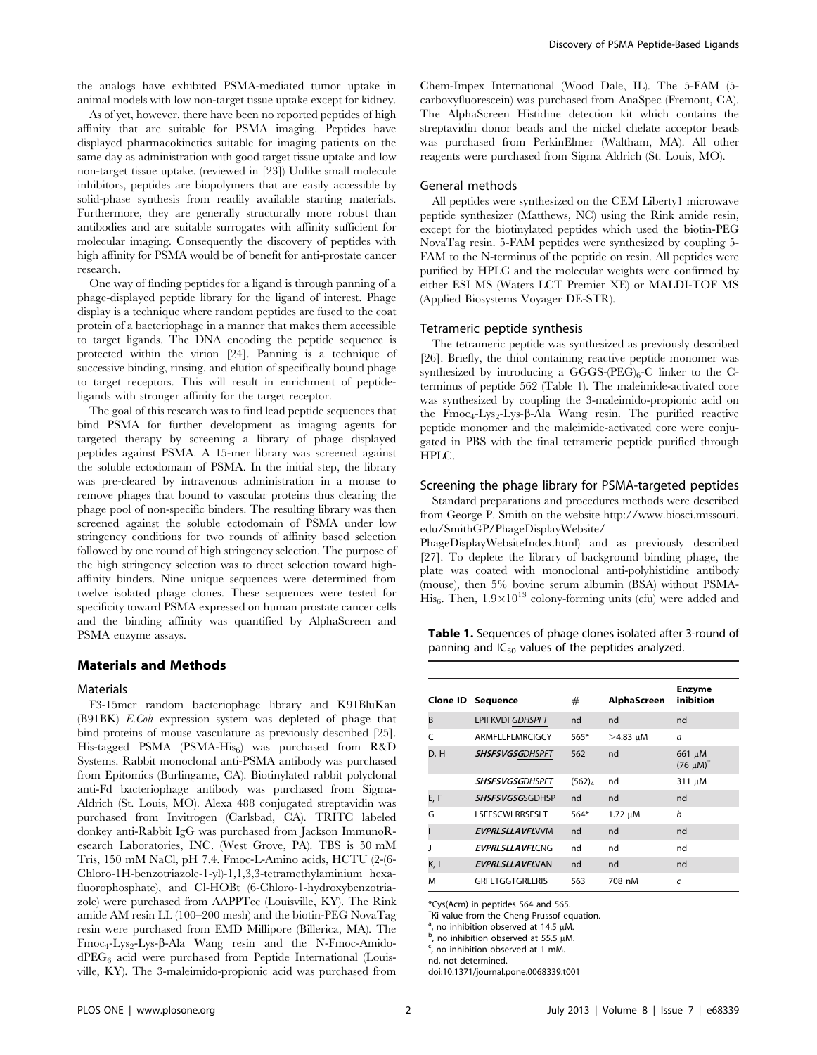the analogs have exhibited PSMA-mediated tumor uptake in animal models with low non-target tissue uptake except for kidney.

As of yet, however, there have been no reported peptides of high affinity that are suitable for PSMA imaging. Peptides have displayed pharmacokinetics suitable for imaging patients on the same day as administration with good target tissue uptake and low non-target tissue uptake. (reviewed in [23]) Unlike small molecule inhibitors, peptides are biopolymers that are easily accessible by solid-phase synthesis from readily available starting materials. Furthermore, they are generally structurally more robust than antibodies and are suitable surrogates with affinity sufficient for molecular imaging. Consequently the discovery of peptides with high affinity for PSMA would be of benefit for anti-prostate cancer research.

One way of finding peptides for a ligand is through panning of a phage-displayed peptide library for the ligand of interest. Phage display is a technique where random peptides are fused to the coat protein of a bacteriophage in a manner that makes them accessible to target ligands. The DNA encoding the peptide sequence is protected within the virion [24]. Panning is a technique of successive binding, rinsing, and elution of specifically bound phage to target receptors. This will result in enrichment of peptide-ligands with stronger affinity for the target receptor.

The goal of this research was to find lead peptide sequences that bind PSMA for further development as imaging agents for targeted therapy by screening a library of phage displayed peptides against PSMA. A 15-mer library was screened against the soluble ectodomain of PSMA. In the initial step, the library was pre-cleared by intravenous administration in a mouse to remove phages that bound to vascular proteins thus clearing the phage pool of non-specific binders. The resulting library was then screened against the soluble ectodomain of PSMA under low stringency conditions for two rounds of affinity based selection followed by one round of high stringency selection. The purpose of the high stringency selection was to direct selection toward high-affinity binders. Nine unique sequences were determined from twelve isolated phage clones. These sequences were tested for specificity toward PSMA expressed on human prostate cancer cells and the binding affinity was quantified by AlphaScreen and PSMA enzyme assays.

## Materials and Methods

### Materials

F3-15mer random bacteriophage library and K91BluKan (B91BK) *E.Coli* expression system was depleted of phage that bind proteins of mouse vasculature as previously described [25]. His-tagged PSMA (PSMA-$His_6$) was purchased from R&D Systems. Rabbit monoclonal anti-PSMA antibody was purchased from Epitomics (Burlingame, CA). Biotinylated rabbit polyclonal anti-Fd bacteriophage antibody was purchased from Sigma-Aldrich (St. Louis, MO). Alexa 488 conjugated streptavidin was purchased from Invitrogen (Carlsbad, CA). TRITC labeled donkey anti-Rabbit IgG was purchased from Jackson ImmunoResearch Laboratories, INC. (West Grove, PA). TBS is 50 mM Tris, 150 mM NaCl, pH 7.4. Fmoc-L-Amino acids, HCTU (2-(6-Chloro-1H-benzotriazole-1-yl)-1,1,3,3-tetramethylaminium hexafluorophosphate), and Cl-HOBt (6-Chloro-1-hydroxybenzotriazole) were purchased from AAPPTec (Louisville, KY). The Rink amide AM resin LL (100–200 mesh) and the biotin-PEG NovaTag resin were purchased from EMD Millipore (Billerica, MA). The $Fmoc_4$-$Lys_2$-Lys-β-Ala Wang resin and the N-Fmoc-Amido-$dPEG_6$ acid were purchased from Peptide International (Louisville, KY). The 3-maleimido-propionic acid was purchased from Chem-Impex International (Wood Dale, IL). The 5-FAM (5-carboxyfluorescein) was purchased from AnaSpec (Fremont, CA). The AlphaScreen Histidine detection kit which contains the streptavidin donor beads and the nickel chelate acceptor beads was purchased from PerkinElmer (Waltham, MA). All other reagents were purchased from Sigma Aldrich (St. Louis, MO).

### General methods

All peptides were synthesized on the CEM Liberty1 microwave peptide synthesizer (Matthews, NC) using the Rink amide resin, except for the biotinylated peptides which used the biotin-PEG NovaTag resin. 5-FAM peptides were synthesized by coupling 5-FAM to the N-terminus of the peptide on resin. All peptides were purified by HPLC and the molecular weights were confirmed by either ESI MS (Waters LCT Premier XE) or MALDI-TOF MS (Applied Biosystems Voyager DE-STR).

### Tetrameric peptide synthesis

The tetrameric peptide was synthesized as previously described [26]. Briefly, the thiol containing reactive peptide monomer was synthesized by introducing a GGGS-$(PEG)_6$-C linker to the C-terminus of peptide 562 (Table 1). The maleimide-activated core was synthesized by coupling the 3-maleimido-propionic acid on the $Fmoc_4$-$Lys_2$-Lys-β-Ala Wang resin. The purified reactive peptide monomer and the maleimide-activated core were conjugated in PBS with the final tetrameric peptide purified through HPLC.

### Screening the phage library for PSMA-targeted peptides

Standard preparations and procedures methods were described from George P. Smith on the website http://www.biosci.missouri.edu/SmithGP/PhageDisplayWebsite/PhageDisplayWebsiteIndex.html) and as previously described [27]. To deplete the library of background binding phage, the plate was coated with monoclonal anti-polyhistidine antibody (mouse), then 5% bovine serum albumin (BSA) without PSMA-$His_6$. Then, $1.9\times10^{13}$ colony-forming units (cfu) were added and

**Table 1.** Sequences of phage clones isolated after 3-round of panning and $IC_{50}$ values of the peptides analyzed.

| Clone ID | Sequence | # | AlphaScreen | Enzyme inhibition |
|---|---|---|---|---|
| B | LPIFKVDF<u>GDHSPFT</u> | nd | nd | nd |
| C | ARMFLLFLMRCIGCY | 565* | >4.83 μM | *a* |
| D, H | ***SHSFSVGSG***<u>DHSPFT</u> | 562 | nd | 661 μM (76 μM)[†] |
| | ***SHSFSVGSG***<u>DHSPFT</u> | $(562)_4$ | nd | 311 μM |
| E, F | ***SHSFSVGSG***SGDHSP | nd | nd | nd |
| G | LSFFSCWLRRSFSLT | 564* | 1.72 μM | *b* |
| I | ***EVPRLSLLAVFL***VVM | nd | nd | nd |
| J | ***EVPRLSLLAVFL***CNG | nd | nd | nd |
| K, L | ***EVPRLSLLAVFL***VAN | nd | nd | nd |
| M | GRFLTGGTGRLLRIS | 563 | 708 nM | *c* |

*Cys(Acm) in peptides 564 and 565.
[†]Ki value from the Cheng-Prussof equation.
[a], no inhibition observed at 14.5 μM.
[b], no inhibition observed at 55.5 μM.
[c], no inhibition observed at 1 mM.
nd, not determined.
doi:10.1371/journal.pone.0068339.t001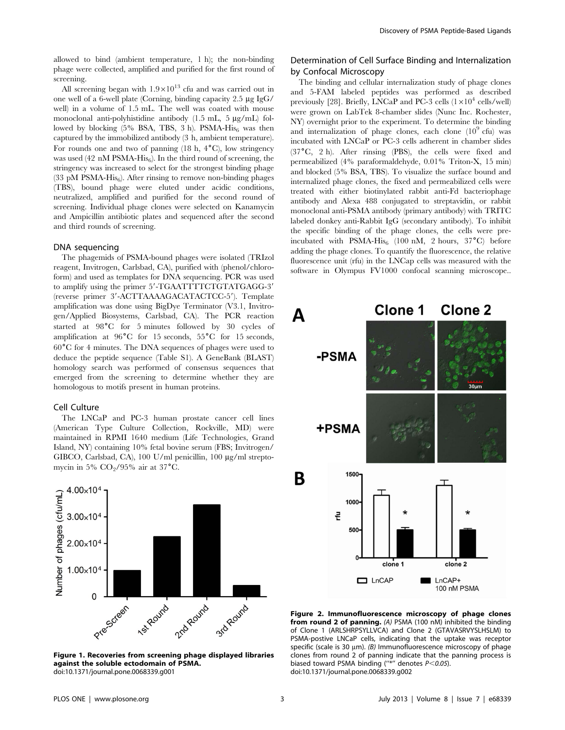allowed to bind (ambient temperature, 1 h); the non-binding phage were collected, amplified and purified for the first round of screening.

All screening began with $1.9\times10^{13}$ cfu and was carried out in one well of a 6-well plate (Corning, binding capacity 2.5 µg IgG/well) in a volume of 1.5 mL. The well was coated with mouse monoclonal anti-polyhistidine antibody (1.5 mL, 5 µg/mL) followed by blocking (5% BSA, TBS, 3 h). PSMA-$His_6$ was then captured by the immobilized antibody (3 h, ambient temperature). For rounds one and two of panning (18 h, 4°C), low stringency was used (42 nM PSMA-$His_6$). In the third round of screening, the stringency was increased to select for the strongest binding phage (33 pM PSMA-$His_6$). After rinsing to remove non-binding phages (TBS), bound phage were eluted under acidic conditions, neutralized, amplified and purified for the second round of screening. Individual phage clones were selected on Kanamycin and Ampicillin antibiotic plates and sequenced after the second and third rounds of screening.

### DNA sequencing

The phagemids of PSMA-bound phages were isolated (TRIzol reagent, Invitrogen, Carlsbad, CA), purified with (phenol/chloroform) and used as templates for DNA sequencing. PCR was used to amplify using the primer 5′-TGAATTTTCTGTATGAGG-3′ (reverse primer 3′-ACTTAAAAGACATACTCC-5′). Template amplification was done using BigDye Terminator (V3.1, Invitrogen/Applied Biosystems, Carlsbad, CA). The PCR reaction started at 98°C for 5 minutes followed by 30 cycles of amplification at 96°C for 15 seconds, 55°C for 15 seconds, 60°C for 4 minutes. The DNA sequences of phages were used to deduce the peptide sequence (Table S1). A GeneBank (BLAST) homology search was performed of consensus sequences that emerged from the screening to determine whether they are homologous to motifs present in human proteins.

### Cell Culture

The LNCaP and PC-3 human prostate cancer cell lines (American Type Culture Collection, Rockville, MD) were maintained in RPMI 1640 medium (Life Technologies, Grand Island, NY) containing 10% fetal bovine serum (FBS; Invitrogen/GIBCO, Carlsbad, CA), 100 U/ml penicillin, 100 µg/ml streptomycin in 5% $CO_2$/95% air at 37°C.

**Figure 1. Recoveries from screening phage displayed libraries against the soluble ectodomain of PSMA.**
doi:10.1371/journal.pone.0068339.g001

### Determination of Cell Surface Binding and Internalization by Confocal Microscopy

The binding and cellular internalization study of phage clones and 5-FAM labeled peptides was performed as described previously [28]. Briefly, LNCaP and PC-3 cells ($1\times10^4$ cells/well) were grown on LabTek 8-chamber slides (Nunc Inc. Rochester, NY) overnight prior to the experiment. To determine the binding and internalization of phage clones, each clone ($10^9$ cfu) was incubated with LNCaP or PC-3 cells adherent in chamber slides (37°C, 2 h). After rinsing (PBS), the cells were fixed and permeabilized (4% paraformaldehyde, 0.01% Triton-X, 15 min) and blocked (5% BSA, TBS). To visualize the surface bound and internalized phage clones, the fixed and permeabilized cells were treated with either biotinylated rabbit anti-Fd bacteriophage antibody and Alexa 488 conjugated to streptavidin, or rabbit monoclonal anti-PSMA antibody (primary antibody) with TRITC labeled donkey anti-Rabbit IgG (secondary antibody). To inhibit the specific binding of the phage clones, the cells were pre-incubated with PSMA-$His_6$ (100 nM, 2 hours, 37°C) before adding the phage clones. To quantify the fluorescence, the relative fluorescence unit (rfu) in the LNCap cells was measured with the software in Olympus FV1000 confocal scanning microscope..

**Figure 2. Immunofluorescence microscopy of phage clones from round 2 of panning.** *(A)* PSMA (100 nM) inhibited the binding of Clone 1 (ARLSHRPSYLLVCA) and Clone 2 (GTAVASRVYSLHSLM) to PSMA-postive LNCaP cells, indicating that the uptake was receptor specific (scale is 30 µm). *(B)* Immunofluorescence microscopy of phage clones from round 2 of panning indicate that the panning process is biased toward PSMA binding ("*" denotes $P<0.05$).
doi:10.1371/journal.pone.0068339.g002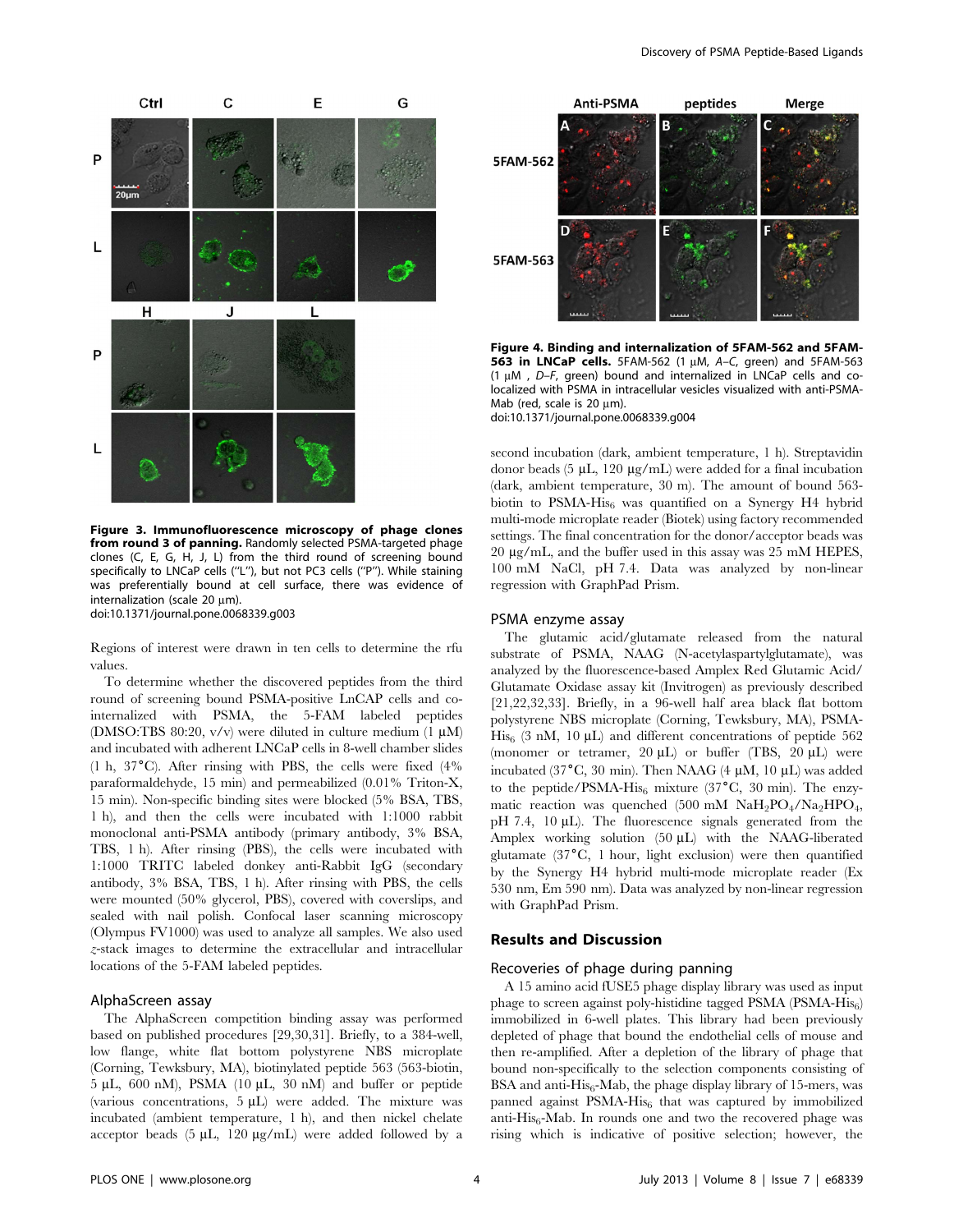**Figure 3. Immunofluorescence microscopy of phage clones from round 3 of panning.** Randomly selected PSMA-targeted phage clones (C, E, G, H, J, L) from the third round of screening bound specifically to LNCaP cells ("L"), but not PC3 cells ("P"). While staining was preferentially bound at cell surface, there was evidence of internalization (scale 20 μm).
doi:10.1371/journal.pone.0068339.g003

Regions of interest were drawn in ten cells to determine the rfu values.

To determine whether the discovered peptides from the third round of screening bound PSMA-positive LnCAP cells and co-internalized with PSMA, the 5-FAM labeled peptides (DMSO:TBS 80:20, v/v) were diluted in culture medium (1 μM) and incubated with adherent LNCaP cells in 8-well chamber slides (1 h, 37°C). After rinsing with PBS, the cells were fixed (4% paraformaldehyde, 15 min) and permeabilized (0.01% Triton-X, 15 min). Non-specific binding sites were blocked (5% BSA, TBS, 1 h), and then the cells were incubated with 1:1000 rabbit monoclonal anti-PSMA antibody (primary antibody, 3% BSA, TBS, 1 h). After rinsing (PBS), the cells were incubated with 1:1000 TRITC labeled donkey anti-Rabbit IgG (secondary antibody, 3% BSA, TBS, 1 h). After rinsing with PBS, the cells were mounted (50% glycerol, PBS), covered with coverslips, and sealed with nail polish. Confocal laser scanning microscopy (Olympus FV1000) was used to analyze all samples. We also used *z*-stack images to determine the extracellular and intracellular locations of the 5-FAM labeled peptides.

## AlphaScreen assay

The AlphaScreen competition binding assay was performed based on published procedures [29,30,31]. Briefly, to a 384-well, low flange, white flat bottom polystyrene NBS microplate (Corning, Tewksbury, MA), biotinylated peptide 563 (563-biotin, 5 μL, 600 nM), PSMA (10 μL, 30 nM) and buffer or peptide (various concentrations, 5 μL) were added. The mixture was incubated (ambient temperature, 1 h), and then nickel chelate acceptor beads (5 μL, 120 μg/mL) were added followed by a second incubation (dark, ambient temperature, 1 h). Streptavidin donor beads (5 μL, 120 μg/mL) were added for a final incubation (dark, ambient temperature, 30 m). The amount of bound 563-biotin to PSMA-$His_6$ was quantified on a Synergy H4 hybrid multi-mode microplate reader (Biotek) using factory recommended settings. The final concentration for the donor/acceptor beads was 20 μg/mL, and the buffer used in this assay was 25 mM HEPES, 100 mM NaCl, pH 7.4. Data was analyzed by non-linear regression with GraphPad Prism.

**Figure 4. Binding and internalization of 5FAM-562 and 5FAM-563 in LNCaP cells.** 5FAM-562 (1 μM, *A–C*, green) and 5FAM-563 (1 μM , *D–F*, green) bound and internalized in LNCaP cells and co-localized with PSMA in intracellular vesicles visualized with anti-PSMA-Mab (red, scale is 20 μm).
doi:10.1371/journal.pone.0068339.g004

## PSMA enzyme assay

The glutamic acid/glutamate released from the natural substrate of PSMA, NAAG (N-acetylaspartylglutamate), was analyzed by the fluorescence-based Amplex Red Glutamic Acid/Glutamate Oxidase assay kit (Invitrogen) as previously described [21,22,32,33]. Briefly, in a 96-well half area black flat bottom polystyrene NBS microplate (Corning, Tewksbury, MA), PSMA-$His_6$ (3 nM, 10 μL) and different concentrations of peptide 562 (monomer or tetramer, 20 μL) or buffer (TBS, 20 μL) were incubated (37°C, 30 min). Then NAAG (4 μM, 10 μL) was added to the peptide/PSMA-$His_6$ mixture (37°C, 30 min). The enzymatic reaction was quenched (500 mM $NaH_2PO_4$/$Na_2HPO_4$, pH 7.4, 10 μL). The fluorescence signals generated from the Amplex working solution (50 μL) with the NAAG-liberated glutamate (37°C, 1 hour, light exclusion) were then quantified by the Synergy H4 hybrid multi-mode microplate reader (Ex 530 nm, Em 590 nm). Data was analyzed by non-linear regression with GraphPad Prism.

# Results and Discussion

## Recoveries of phage during panning

A 15 amino acid fUSE5 phage display library was used as input phage to screen against poly-histidine tagged PSMA (PSMA-$His_6$) immobilized in 6-well plates. This library had been previously depleted of phage that bound the endothelial cells of mouse and then re-amplified. After a depletion of the library of phage that bound non-specifically to the selection components consisting of BSA and anti-$His_6$-Mab, the phage display library of 15-mers, was panned against PSMA-$His_6$ that was captured by immobilized anti-$His_6$-Mab. In rounds one and two the recovered phage was rising which is indicative of positive selection; however, the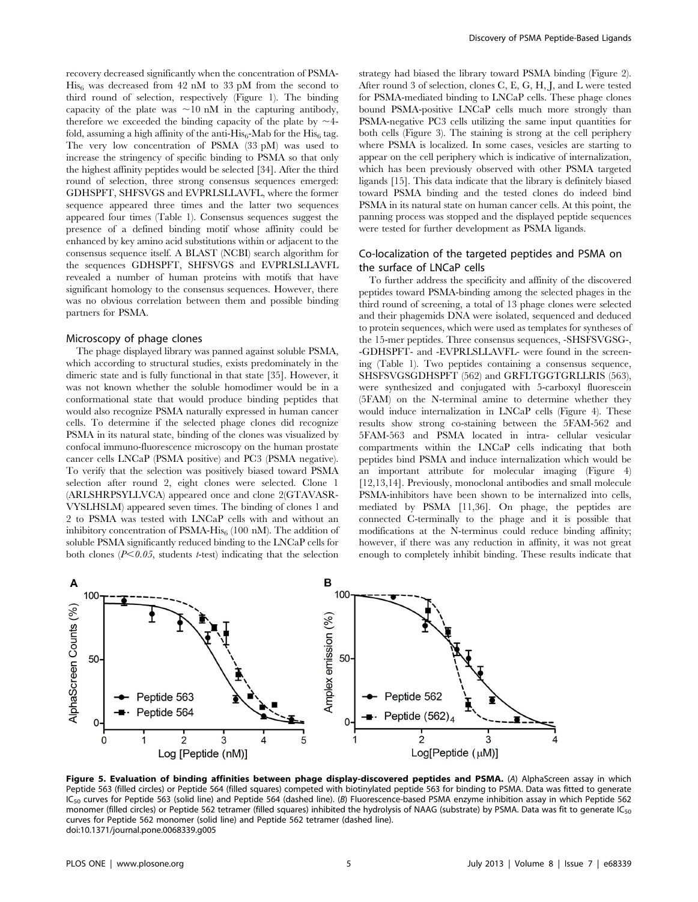recovery decreased significantly when the concentration of PSMA-$His_6$ was decreased from 42 nM to 33 pM from the second to third round of selection, respectively (Figure 1). The binding capacity of the plate was ~10 nM in the capturing antibody, therefore we exceeded the binding capacity of the plate by ~4-fold, assuming a high affinity of the anti-$His_6$-Mab for the $His_6$ tag. The very low concentration of PSMA (33 pM) was used to increase the stringency of specific binding to PSMA so that only the highest affinity peptides would be selected [34]. After the third round of selection, three strong consensus sequences emerged: GDHSPFT, SHFSVGS and EVPRLSLLAVFL, where the former sequence appeared three times and the latter two sequences appeared four times (Table 1). Consensus sequences suggest the presence of a defined binding motif whose affinity could be enhanced by key amino acid substitutions within or adjacent to the consensus sequence itself. A BLAST (NCBI) search algorithm for the sequences GDHSPFT, SHFSVGS and EVPRLSLLAVFL revealed a number of human proteins with motifs that have significant homology to the consensus sequences. However, there was no obvious correlation between them and possible binding partners for PSMA.

### Microscopy of phage clones

The phage displayed library was panned against soluble PSMA, which according to structural studies, exists predominately in the dimeric state and is fully functional in that state [35]. However, it was not known whether the soluble homodimer would be in a conformational state that would produce binding peptides that would also recognize PSMA naturally expressed in human cancer cells. To determine if the selected phage clones did recognize PSMA in its natural state, binding of the clones was visualized by confocal immuno-fluorescence microscopy on the human prostate cancer cells LNCaP (PSMA positive) and PC3 (PSMA negative). To verify that the selection was positively biased toward PSMA selection after round 2, eight clones were selected. Clone 1 (ARLSHRPSYLLVCA) appeared once and clone 2(GTAVASR-VYSLHSLM) appeared seven times. The binding of clones 1 and 2 to PSMA was tested with LNCaP cells with and without an inhibitory concentration of PSMA-$His_6$ (100 nM). The addition of soluble PSMA significantly reduced binding to the LNCaP cells for both clones ($P<0.05$, students *t*-test) indicating that the selection strategy had biased the library toward PSMA binding (Figure 2). After round 3 of selection, clones C, E, G, H, J, and L were tested for PSMA-mediated binding to LNCaP cells. These phage clones bound PSMA-positive LNCaP cells much more strongly than PSMA-negative PC3 cells utilizing the same input quantities for both cells (Figure 3). The staining is strong at the cell periphery where PSMA is localized. In some cases, vesicles are starting to appear on the cell periphery which is indicative of internalization, which has been previously observed with other PSMA targeted ligands [15]. This data indicate that the library is definitely biased toward PSMA binding and the tested clones do indeed bind PSMA in its natural state on human cancer cells. At this point, the panning process was stopped and the displayed peptide sequences were tested for further development as PSMA ligands.

### Co-localization of the targeted peptides and PSMA on the surface of LNCaP cells

To further address the specificity and affinity of the discovered peptides toward PSMA-binding among the selected phages in the third round of screening, a total of 13 phage clones were selected and their phagemids DNA were isolated, sequenced and deduced to protein sequences, which were used as templates for syntheses of the 15-mer peptides. Three consensus sequences, -SHSFSVGSG-, -GDHSPFT- and -EVPRLSLLAVFL- were found in the screening (Table 1). Two peptides containing a consensus sequence, SHSFSVGSGDHSPFT (562) and GRFLTGGTGRLLRIS (563), were synthesized and conjugated with 5-carboxyl fluorescein (5FAM) on the N-terminal amine to determine whether they would induce internalization in LNCaP cells (Figure 4). These results show strong co-staining between the 5FAM-562 and 5FAM-563 and PSMA located in intra- cellular vesicular compartments within the LNCaP cells indicating that both peptides bind PSMA and induce internalization which would be an important attribute for molecular imaging (Figure 4) [12,13,14]. Previously, monoclonal antibodies and small molecule PSMA-inhibitors have been shown to be internalized into cells, mediated by PSMA [11,36]. On phage, the peptides are connected C-terminally to the phage and it is possible that modifications at the N-terminus could reduce binding affinity; however, if there was any reduction in affinity, it was not great enough to completely inhibit binding. These results indicate that

**Figure 5. Evaluation of binding affinities between phage display-discovered peptides and PSMA.** (*A*) AlphaScreen assay in which Peptide 563 (filled circles) or Peptide 564 (filled squares) competed with biotinylated peptide 563 for binding to PSMA. Data was fitted to generate $IC_{50}$ curves for Peptide 563 (solid line) and Peptide 564 (dashed line). (*B*) Fluorescence-based PSMA enzyme inhibition assay in which Peptide 562 monomer (filled circles) or Peptide 562 tetramer (filled squares) inhibited the hydrolysis of NAAG (substrate) by PSMA. Data was fit to generate $IC_{50}$ curves for Peptide 562 monomer (solid line) and Peptide 562 tetramer (dashed line).
doi:10.1371/journal.pone.0068339.g005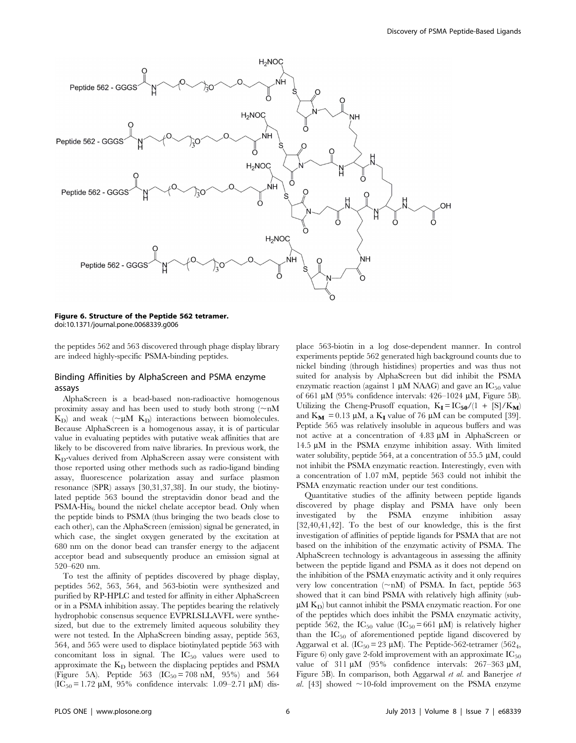**Figure 6. Structure of the Peptide 562 tetramer.**
doi:10.1371/journal.pone.0068339.g006

the peptides 562 and 563 discovered through phage display library are indeed highly-specific PSMA-binding peptides.

## Binding Affinities by AlphaScreen and PSMA enzyme assays

AlphaScreen is a bead-based non-radioactive homogenous proximity assay and has been used to study both strong (~nM $K_D$) and weak (~μM $K_D$) interactions between biomolecules. Because AlphaScreen is a homogenous assay, it is of particular value in evaluating peptides with putative weak affinities that are likely to be discovered from naïve libraries. In previous work, the $K_D$-values derived from AlphaScreen assay were consistent with those reported using other methods such as radio-ligand binding assay, fluorescence polarization assay and surface plasmon resonance (SPR) assays [30,31,37,38]. In our study, the biotinylated peptide 563 bound the streptavidin donor bead and the PSMA-$His_6$ bound the nickel chelate acceptor bead. Only when the peptide binds to PSMA (thus bringing the two beads close to each other), can the AlphaScreen (emission) signal be generated, in which case, the singlet oxygen generated by the excitation at 680 nm on the donor bead can transfer energy to the adjacent acceptor bead and subsequently produce an emission signal at 520–620 nm.

To test the affinity of peptides discovered by phage display, peptides 562, 563, 564, and 563-biotin were synthesized and purified by RP-HPLC and tested for affinity in either AlphaScreen or in a PSMA inhibition assay. The peptides bearing the relatively hydrophobic consensus sequence EVPRLSLLAVFL were synthesized, but due to the extremely limited aqueous solubility they were not tested. In the AlphaScreen binding assay, peptide 563, 564, and 565 were used to displace biotinylated peptide 563 with concomitant loss in signal. The $IC_{50}$ values were used to approximate the $K_D$ between the displacing peptides and PSMA (Figure 5A). Peptide 563 ($IC_{50}$ = 708 nM, 95%) and 564 ($IC_{50}$ = 1.72 μM, 95% confidence intervals: 1.09–2.71 μM) displace 563-biotin in a log dose-dependent manner. In control experiments peptide 562 generated high background counts due to nickel binding (through histidines) properties and was thus not suited for analysis by AlphaScreen but did inhibit the PSMA enzymatic reaction (against 1 μM NAAG) and gave an $IC_{50}$ value of 661 μM (95% confidence intervals: 426–1024 μM, Figure 5B). Utilizing the Cheng-Prusoff equation, $K_I = IC_{50}/(1 + [S]/K_M)$ and $K_M$ = 0.13 μM, a $K_I$ value of 76 μM can be computed [39]. Peptide 565 was relatively insoluble in aqueous buffers and was not active at a concentration of 4.83 μM in AlphaScreen or 14.5 μM in the PSMA enzyme inhibition assay. With limited water solubility, peptide 564, at a concentration of 55.5 μM, could not inhibit the PSMA enzymatic reaction. Interestingly, even with a concentration of 1.07 mM, peptide 563 could not inhibit the PSMA enzymatic reaction under our test conditions.

Quantitative studies of the affinity between peptide ligands discovered by phage display and PSMA have only been investigated by the PSMA enzyme inhibition assay [32,40,41,42]. To the best of our knowledge, this is the first investigation of affinities of peptide ligands for PSMA that are not based on the inhibition of the enzymatic activity of PSMA. The AlphaScreen technology is advantageous in assessing the affinity between the peptide ligand and PSMA as it does not depend on the inhibition of the PSMA enzymatic activity and it only requires very low concentration (~nM) of PSMA. In fact, peptide 563 showed that it can bind PSMA with relatively high affinity (sub-μM $K_D$) but cannot inhibit the PSMA enzymatic reaction. For one of the peptides which does inhibit the PSMA enzymatic activity, peptide 562, the $IC_{50}$ value ($IC_{50}$ = 661 μM) is relatively higher than the $IC_{50}$ of aforementioned peptide ligand discovered by Aggarwal et al. ($IC_{50}$ = 23 μM). The Peptide-562-tetramer ($562_4$, Figure 6) only gave 2-fold improvement with an approximate $IC_{50}$ value of 311 μM (95% confidence intervals: 267–363 μM, Figure 5B). In comparison, both Aggarwal *et al.* and Banerjee *et al.* [43] showed ~10-fold improvement on the PSMA enzyme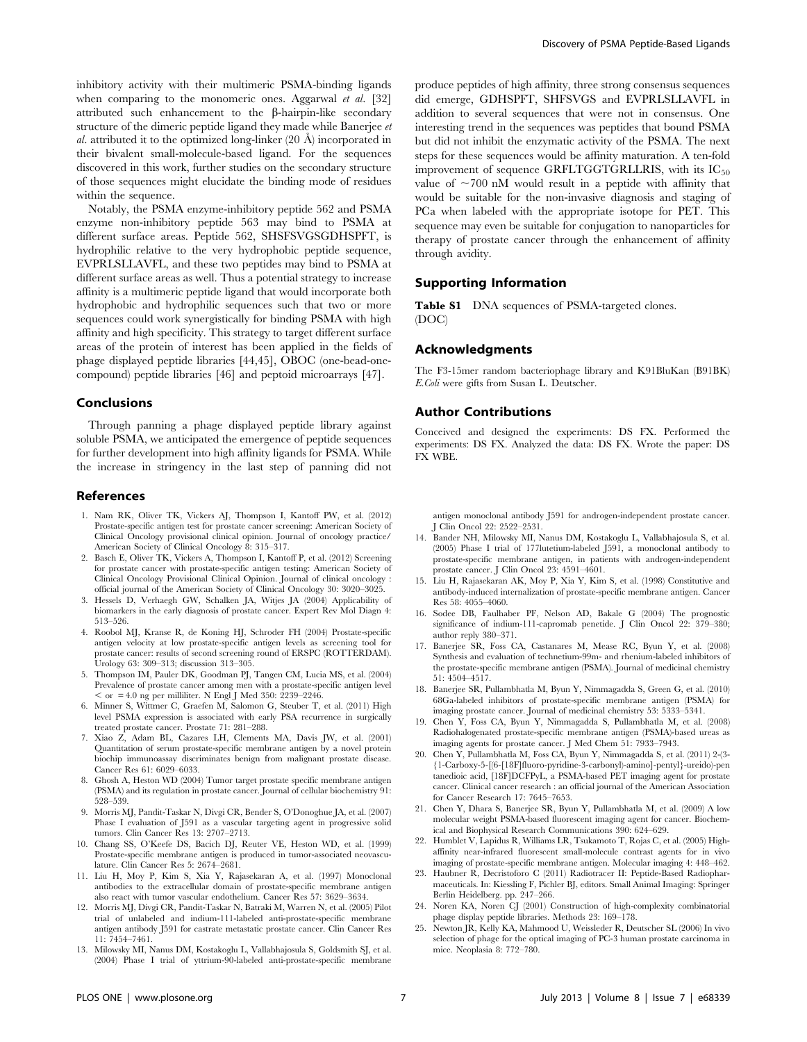inhibitory activity with their multimeric PSMA-binding ligands when comparing to the monomeric ones. Aggarwal *et al.* [32] attributed such enhancement to the β-hairpin-like secondary structure of the dimeric peptide ligand they made while Banerjee *et al.* attributed it to the optimized long-linker (20 Å) incorporated in their bivalent small-molecule-based ligand. For the sequences discovered in this work, further studies on the secondary structure of those sequences might elucidate the binding mode of residues within the sequence.

Notably, the PSMA enzyme-inhibitory peptide 562 and PSMA enzyme non-inhibitory peptide 563 may bind to PSMA at different surface areas. Peptide 562, SHSFSVGSGDHSPFT, is hydrophilic relative to the very hydrophobic peptide sequence, EVPRLSLLAVFL, and these two peptides may bind to PSMA at different surface areas as well. Thus a potential strategy to increase affinity is a multimeric peptide ligand that would incorporate both hydrophobic and hydrophilic sequences such that two or more sequences could work synergistically for binding PSMA with high affinity and high specificity. This strategy to target different surface areas of the protein of interest has been applied in the fields of phage displayed peptide libraries [44,45], OBOC (one-bead-one-compound) peptide libraries [46] and peptoid microarrays [47].

## Conclusions

Through panning a phage displayed peptide library against soluble PSMA, we anticipated the emergence of peptide sequences for further development into high affinity ligands for PSMA. While the increase in stringency in the last step of panning did not produce peptides of high affinity, three strong consensus sequences did emerge, GDHSPFT, SHFSVGS and EVPRLSLLAVFL in addition to several sequences that were not in consensus. One interesting trend in the sequences was peptides that bound PSMA but did not inhibit the enzymatic activity of the PSMA. The next steps for these sequences would be affinity maturation. A ten-fold improvement of sequence GRFLTGGTGRLLRIS, with its $IC_{50}$ value of ~700 nM would result in a peptide with affinity that would be suitable for the non-invasive diagnosis and staging of PCa when labeled with the appropriate isotope for PET. This sequence may even be suitable for conjugation to nanoparticles for therapy of prostate cancer through the enhancement of affinity through avidity.

## Supporting Information

**Table S1** DNA sequences of PSMA-targeted clones. (DOC)

## Acknowledgments

The F3-15mer random bacteriophage library and K91BluKan (B91BK) *E.Coli* were gifts from Susan L. Deutscher.

## Author Contributions

Conceived and designed the experiments: DS FX. Performed the experiments: DS FX. Analyzed the data: DS FX. Wrote the paper: DS FX WBE.

## References

1. Nam RK, Oliver TK, Vickers AJ, Thompson I, Kantoff PW, et al. (2012) Prostate-specific antigen test for prostate cancer screening: American Society of Clinical Oncology provisional clinical opinion. Journal of oncology practice/ American Society of Clinical Oncology 8: 315–317.
2. Basch E, Oliver TK, Vickers A, Thompson I, Kantoff P, et al. (2012) Screening for prostate cancer with prostate-specific antigen testing: American Society of Clinical Oncology Provisional Clinical Opinion. Journal of clinical oncology : official journal of the American Society of Clinical Oncology 30: 3020–3025.
3. Hessels D, Verhaegh GW, Schalken JA, Witjes JA (2004) Applicability of biomarkers in the early diagnosis of prostate cancer. Expert Rev Mol Diagn 4: 513–526.
4. Roobol MJ, Kranse R, de Koning HJ, Schroder FH (2004) Prostate-specific antigen velocity at low prostate-specific antigen levels as screening tool for prostate cancer: results of second screening round of ERSPC (ROTTERDAM). Urology 63: 309–313; discussion 313–305.
5. Thompson IM, Pauler DK, Goodman PJ, Tangen CM, Lucia MS, et al. (2004) Prevalence of prostate cancer among men with a prostate-specific antigen level < or = 4.0 ng per milliliter. N Engl J Med 350: 2239–2246.
6. Minner S, Wittmer C, Graefen M, Salomon G, Steuber T, et al. (2011) High level PSMA expression is associated with early PSA recurrence in surgically treated prostate cancer. Prostate 71: 281–288.
7. Xiao Z, Adam BL, Cazares LH, Clements MA, Davis JW, et al. (2001) Quantitation of serum prostate-specific membrane antigen by a novel protein biochip immunoassay discriminates benign from malignant prostate disease. Cancer Res 61: 6029–6033.
8. Ghosh A, Heston WD (2004) Tumor target prostate specific membrane antigen (PSMA) and its regulation in prostate cancer. Journal of cellular biochemistry 91: 528–539.
9. Morris MJ, Pandit-Taskar N, Divgi CR, Bender S, O'Donoghue JA, et al. (2007) Phase I evaluation of J591 as a vascular targeting agent in progressive solid tumors. Clin Cancer Res 13: 2707–2713.
10. Chang SS, O'Keefe DS, Bacich DJ, Reuter VE, Heston WD, et al. (1999) Prostate-specific membrane antigen is produced in tumor-associated neovasculature. Clin Cancer Res 5: 2674–2681.
11. Liu H, Moy P, Kim S, Xia Y, Rajasekaran A, et al. (1997) Monoclonal antibodies to the extracellular domain of prostate-specific membrane antigen also react with tumor vascular endothelium. Cancer Res 57: 3629–3634.
12. Morris MJ, Divgi CR, Pandit-Taskar N, Batraki M, Warren N, et al. (2005) Pilot trial of unlabeled and indium-111-labeled anti-prostate-specific membrane antigen antibody J591 for castrate metastatic prostate cancer. Clin Cancer Res 11: 7454–7461.
13. Milowsky MI, Nanus DM, Kostakoglu L, Vallabhajosula S, Goldsmith SJ, et al. (2004) Phase I trial of yttrium-90-labeled anti-prostate-specific membrane antigen monoclonal antibody J591 for androgen-independent prostate cancer. J Clin Oncol 22: 2522–2531.
14. Bander NH, Milowsky MI, Nanus DM, Kostakoglu L, Vallabhajosula S, et al. (2005) Phase I trial of 177lutetium-labeled J591, a monoclonal antibody to prostate-specific membrane antigen, in patients with androgen-independent prostate cancer. J Clin Oncol 23: 4591–4601.
15. Liu H, Rajasekaran AK, Moy P, Xia Y, Kim S, et al. (1998) Constitutive and antibody-induced internalization of prostate-specific membrane antigen. Cancer Res 58: 4055–4060.
16. Sodee DB, Faulhaber PF, Nelson AD, Bakale G (2004) The prognostic significance of indium-111-capromab penetide. J Clin Oncol 22: 379–380; author reply 380–371.
17. Banerjee SR, Foss CA, Castanares M, Mease RC, Byun Y, et al. (2008) Synthesis and evaluation of technetium-99m- and rhenium-labeled inhibitors of the prostate-specific membrane antigen (PSMA). Journal of medicinal chemistry 51: 4504–4517.
18. Banerjee SR, Pullambhatla M, Byun Y, Nimmagadda S, Green G, et al. (2010) 68Ga-labeled inhibitors of prostate-specific membrane antigen (PSMA) for imaging prostate cancer. Journal of medicinal chemistry 53: 5333–5341.
19. Chen Y, Foss CA, Byun Y, Nimmagadda S, Pullambhatla M, et al. (2008) Radiohalogenated prostate-specific membrane antigen (PSMA)-based ureas as imaging agents for prostate cancer. J Med Chem 51: 7933–7943.
20. Chen Y, Pullambhatla M, Foss CA, Byun Y, Nimmagadda S, et al. (2011) 2-(3-{1-Carboxy-5-[(6-[18F]fluoro-pyridine-3-carbonyl)-amino]-pentyl}-ureido)-pentanedioic acid, [18F]DCFPyL, a PSMA-based PET imaging agent for prostate cancer. Clinical cancer research : an official journal of the American Association for Cancer Research 17: 7645–7653.
21. Chen Y, Dhara S, Banerjee SR, Byun Y, Pullambhatla M, et al. (2009) A low molecular weight PSMA-based fluorescent imaging agent for cancer. Biochemical and Biophysical Research Communications 390: 624–629.
22. Humblet V, Lapidus R, Williams LR, Tsukamoto T, Rojas C, et al. (2005) High-affinity near-infrared fluorescent small-molecule contrast agents for in vivo imaging of prostate-specific membrane antigen. Molecular imaging 4: 448–462.
23. Haubner R, Decristoforo C (2011) Radiotracer II: Peptide-Based Radiopharmaceuticals. In: Kiessling F, Pichler BJ, editors. Small Animal Imaging: Springer Berlin Heidelberg. pp. 247–266.
24. Noren KA, Noren CJ (2001) Construction of high-complexity combinatorial phage display peptide libraries. Methods 23: 169–178.
25. Newton JR, Kelly KA, Mahmood U, Weissleder R, Deutscher SL (2006) In vivo selection of phage for the optical imaging of PC-3 human prostate carcinoma in mice. Neoplasia 8: 772–780.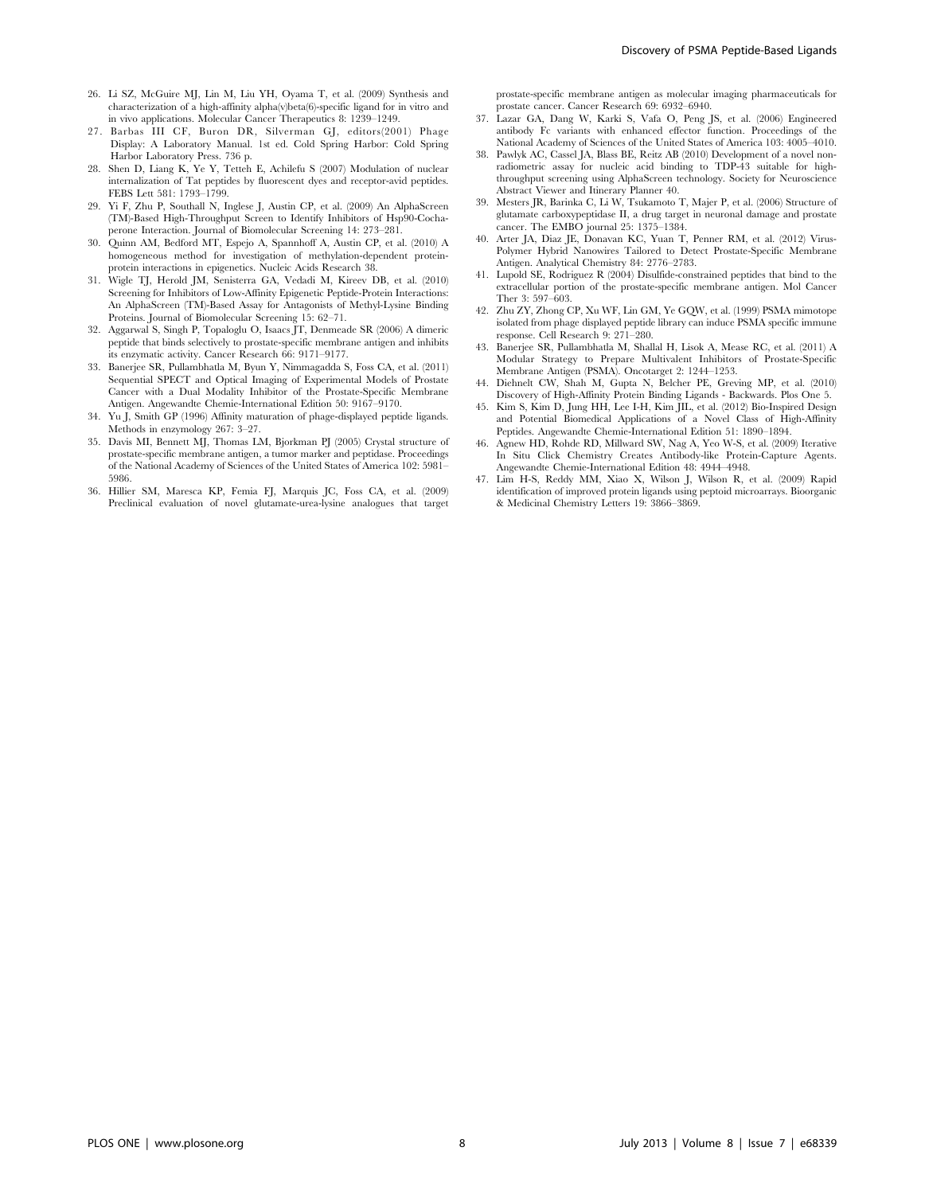26. Li SZ, McGuire MJ, Lin M, Liu YH, Oyama T, et al. (2009) Synthesis and characterization of a high-affinity alpha(v)beta(6)-specific ligand for in vitro and in vivo applications. Molecular Cancer Therapeutics 8: 1239–1249.
27. Barbas III CF, Buron DR, Silverman GJ, editors(2001) Phage Display: A Laboratory Manual. 1st ed. Cold Spring Harbor: Cold Spring Harbor Laboratory Press. 736 p.
28. Shen D, Liang K, Ye Y, Tetteh E, Achilefu S (2007) Modulation of nuclear internalization of Tat peptides by fluorescent dyes and receptor-avid peptides. FEBS Lett 581: 1793–1799.
29. Yi F, Zhu P, Southall N, Inglese J, Austin CP, et al. (2009) An AlphaScreen (TM)-Based High-Throughput Screen to Identify Inhibitors of Hsp90-Cochaperone Interaction. Journal of Biomolecular Screening 14: 273–281.
30. Quinn AM, Bedford MT, Espejo A, Spannhoff A, Austin CP, et al. (2010) A homogeneous method for investigation of methylation-dependent protein-protein interactions in epigenetics. Nucleic Acids Research 38.
31. Wigle TJ, Herold JM, Senisterra GA, Vedadi M, Kireev DB, et al. (2010) Screening for Inhibitors of Low-Affinity Epigenetic Peptide-Protein Interactions: An AlphaScreen (TM)-Based Assay for Antagonists of Methyl-Lysine Binding Proteins. Journal of Biomolecular Screening 15: 62–71.
32. Aggarwal S, Singh P, Topaloglu O, Isaacs JT, Denmeade SR (2006) A dimeric peptide that binds selectively to prostate-specific membrane antigen and inhibits its enzymatic activity. Cancer Research 66: 9171–9177.
33. Banerjee SR, Pullambhatla M, Byun Y, Nimmagadda S, Foss CA, et al. (2011) Sequential SPECT and Optical Imaging of Experimental Models of Prostate Cancer with a Dual Modality Inhibitor of the Prostate-Specific Membrane Antigen. Angewandte Chemie-International Edition 50: 9167–9170.
34. Yu J, Smith GP (1996) Affinity maturation of phage-displayed peptide ligands. Methods in enzymology 267: 3–27.
35. Davis MI, Bennett MJ, Thomas LM, Bjorkman PJ (2005) Crystal structure of prostate-specific membrane antigen, a tumor marker and peptidase. Proceedings of the National Academy of Sciences of the United States of America 102: 5981–5986.
36. Hillier SM, Maresca KP, Femia FJ, Marquis JC, Foss CA, et al. (2009) Preclinical evaluation of novel glutamate-urea-lysine analogues that target prostate-specific membrane antigen as molecular imaging pharmaceuticals for prostate cancer. Cancer Research 69: 6932–6940.
37. Lazar GA, Dang W, Karki S, Vafa O, Peng JS, et al. (2006) Engineered antibody Fc variants with enhanced effector function. Proceedings of the National Academy of Sciences of the United States of America 103: 4005–4010.
38. Pawlyk AC, Cassel JA, Blass BE, Reitz AB (2010) Development of a novel non-radiometric assay for nucleic acid binding to TDP-43 suitable for high-throughput screening using AlphaScreen technology. Society for Neuroscience Abstract Viewer and Itinerary Planner 40.
39. Mesters JR, Barinka C, Li W, Tsukamoto T, Majer P, et al. (2006) Structure of glutamate carboxypeptidase II, a drug target in neuronal damage and prostate cancer. The EMBO journal 25: 1375–1384.
40. Arter JA, Diaz JE, Donavan KC, Yuan T, Penner RM, et al. (2012) Virus-Polymer Hybrid Nanowires Tailored to Detect Prostate-Specific Membrane Antigen. Analytical Chemistry 84: 2776–2783.
41. Lupold SE, Rodriguez R (2004) Disulfide-constrained peptides that bind to the extracellular portion of the prostate-specific membrane antigen. Mol Cancer Ther 3: 597–603.
42. Zhu ZY, Zhong CP, Xu WF, Lin GM, Ye GQW, et al. (1999) PSMA mimotope isolated from phage displayed peptide library can induce PSMA specific immune response. Cell Research 9: 271–280.
43. Banerjee SR, Pullambhatla M, Shallal H, Lisok A, Mease RC, et al. (2011) A Modular Strategy to Prepare Multivalent Inhibitors of Prostate-Specific Membrane Antigen (PSMA). Oncotarget 2: 1244–1253.
44. Diehnelt CW, Shah M, Gupta N, Belcher PE, Greving MP, et al. (2010) Discovery of High-Affinity Protein Binding Ligands - Backwards. Plos One 5.
45. Kim S, Kim D, Jung HH, Lee I-H, Kim JIL, et al. (2012) Bio-Inspired Design and Potential Biomedical Applications of a Novel Class of High-Affinity Peptides. Angewandte Chemie-International Edition 51: 1890–1894.
46. Agnew HD, Rohde RD, Millward SW, Nag A, Yeo W-S, et al. (2009) Iterative In Situ Click Chemistry Creates Antibody-like Protein-Capture Agents. Angewandte Chemie-International Edition 48: 4944–4948.
47. Lim H-S, Reddy MM, Xiao X, Wilson J, Wilson R, et al. (2009) Rapid identification of improved protein ligands using peptoid microarrays. Bioorganic & Medicinal Chemistry Letters 19: 3866–3869.